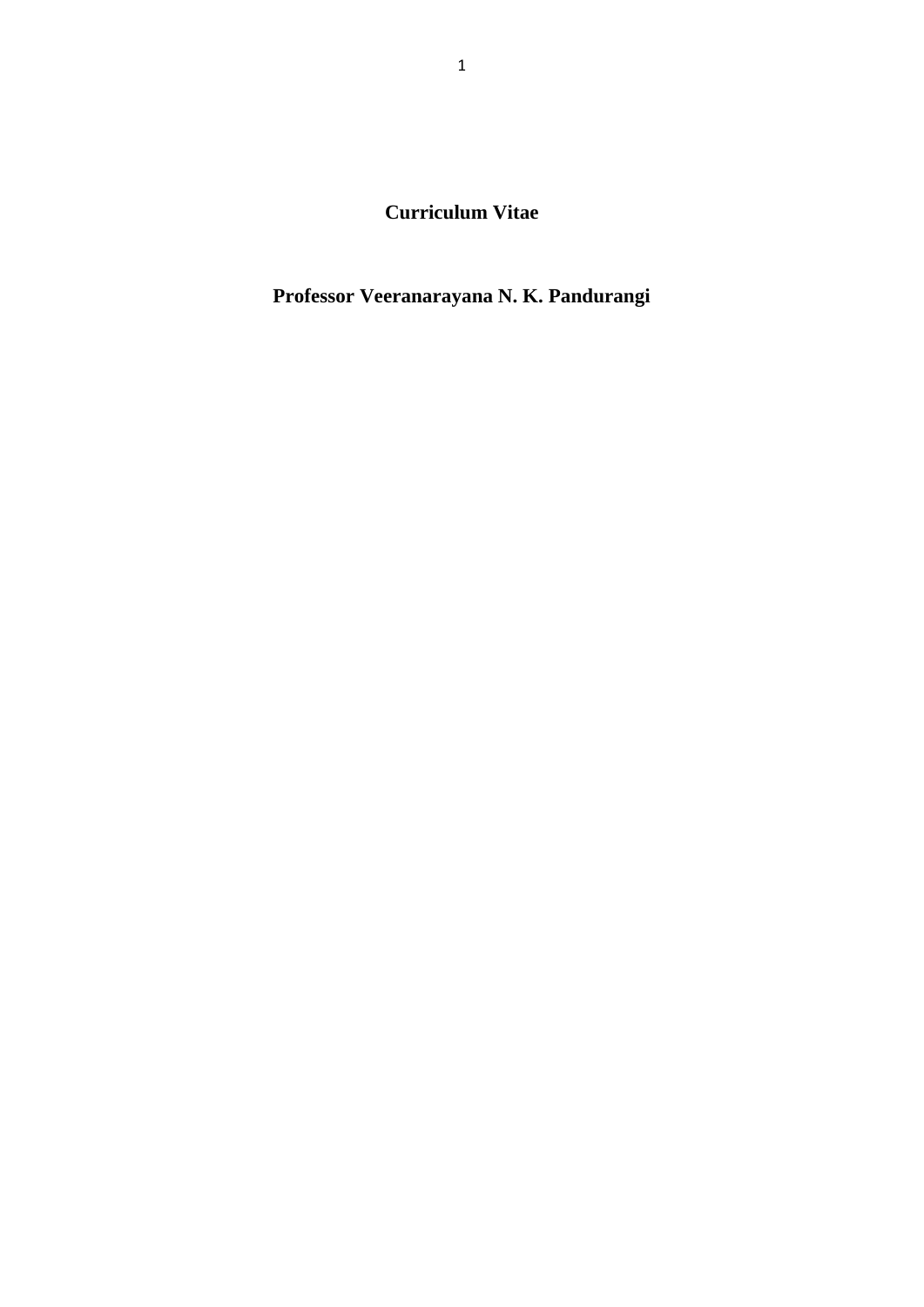# Curriculum Vitae

## Professor Veeranarayana N. K. Pandurangi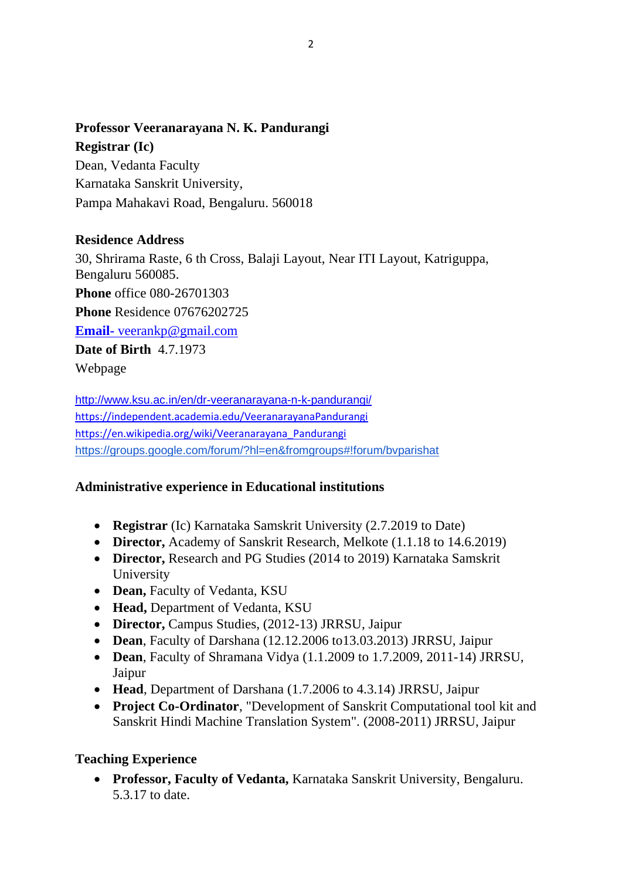**Professor Veeranarayana N. K. Pandurangi**
**Registrar (Ic)**
Dean, Vedanta Faculty
Karnataka Sanskrit University,
Pampa Mahakavi Road, Bengaluru. 560018

**Residence Address**
30, Shrirama Raste, 6 th Cross, Balaji Layout, Near ITI Layout, Katriguppa, Bengaluru 560085.
**Phone** office 080-26701303
**Phone** Residence 07676202725
**Email-** veerankp@gmail.com
**Date of Birth** 4.7.1973
Webpage

http://www.ksu.ac.in/en/dr-veeranarayana-n-k-pandurangi/
https://independent.academia.edu/VeeranarayanaPandurangi
https://en.wikipedia.org/wiki/Veeranarayana_Pandurangi
https://groups.google.com/forum/?hl=en&fromgroups#!forum/bvparishat

**Administrative experience in Educational institutions**

- **Registrar** (Ic) Karnataka Samskrit University (2.7.2019 to Date)
- **Director,** Academy of Sanskrit Research, Melkote (1.1.18 to 14.6.2019)
- **Director,** Research and PG Studies (2014 to 2019) Karnataka Samskrit University
- **Dean,** Faculty of Vedanta, KSU
- **Head,** Department of Vedanta, KSU
- **Director,** Campus Studies, (2012-13) JRRSU, Jaipur
- **Dean**, Faculty of Darshana (12.12.2006 to13.03.2013) JRRSU, Jaipur
- **Dean**, Faculty of Shramana Vidya (1.1.2009 to 1.7.2009, 2011-14) JRRSU, Jaipur
- **Head**, Department of Darshana (1.7.2006 to 4.3.14) JRRSU, Jaipur
- **Project Co-Ordinator**, "Development of Sanskrit Computational tool kit and Sanskrit Hindi Machine Translation System". (2008-2011) JRRSU, Jaipur

**Teaching Experience**

- **Professor, Faculty of Vedanta,** Karnataka Sanskrit University, Bengaluru. 5.3.17 to date.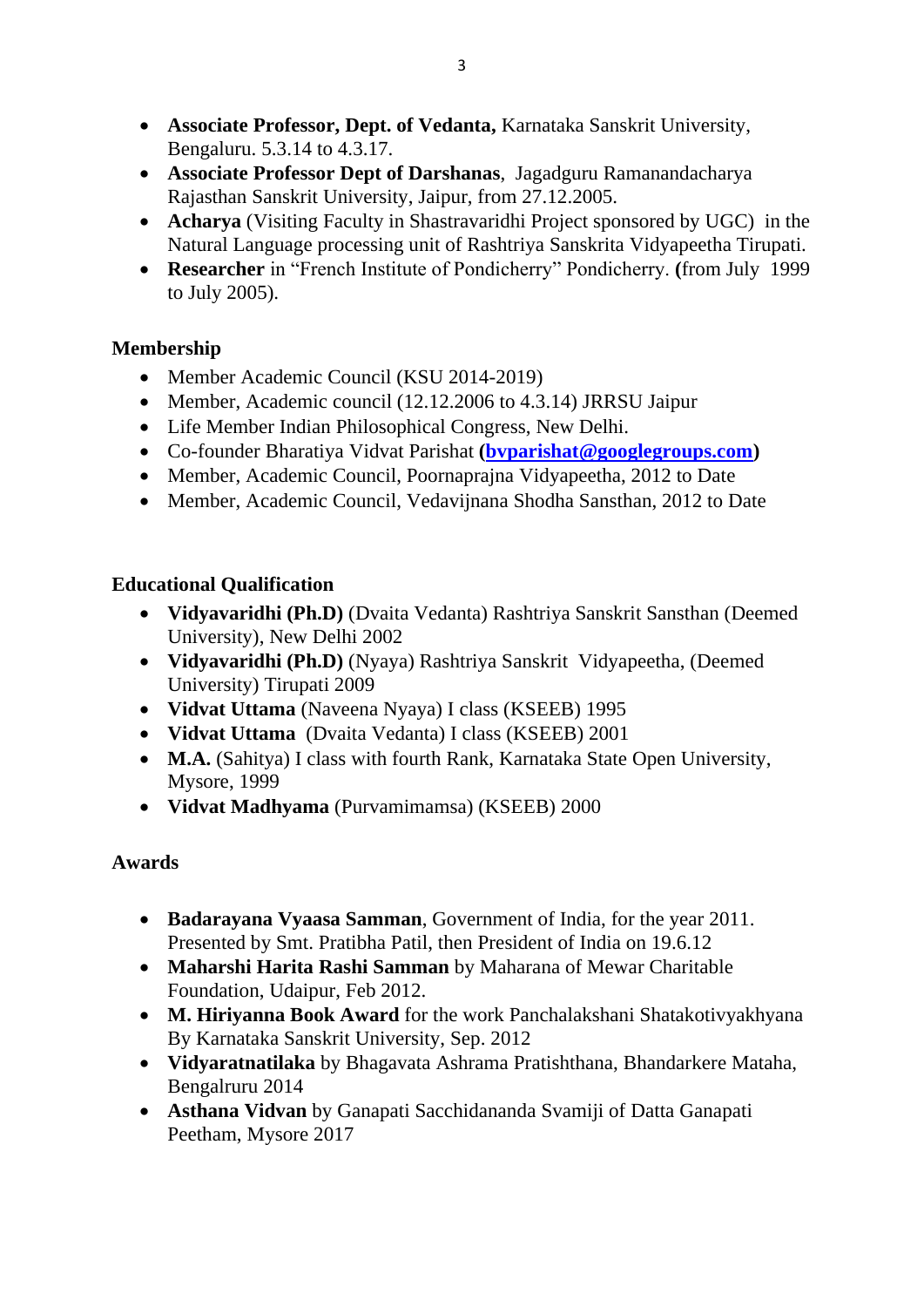- **Associate Professor, Dept. of Vedanta,** Karnataka Sanskrit University, Bengaluru. 5.3.14 to 4.3.17.
- **Associate Professor Dept of Darshanas**, Jagadguru Ramanandacharya Rajasthan Sanskrit University, Jaipur, from 27.12.2005.
- **Acharya** (Visiting Faculty in Shastravaridhi Project sponsored by UGC) in the Natural Language processing unit of Rashtriya Sanskrita Vidyapeetha Tirupati.
- **Researcher** in "French Institute of Pondicherry" Pondicherry. **(**from July 1999 to July 2005).

## Membership

- Member Academic Council (KSU 2014-2019)
- Member, Academic council (12.12.2006 to 4.3.14) JRRSU Jaipur
- Life Member Indian Philosophical Congress, New Delhi.
- Co-founder Bharatiya Vidvat Parishat **(bvparishat@googlegroups.com)**
- Member, Academic Council, Poornaprajna Vidyapeetha, 2012 to Date
- Member, Academic Council, Vedavijnana Shodha Sansthan, 2012 to Date

## Educational Qualification

- **Vidyavaridhi (Ph.D)** (Dvaita Vedanta) Rashtriya Sanskrit Sansthan (Deemed University), New Delhi 2002
- **Vidyavaridhi (Ph.D)** (Nyaya) Rashtriya Sanskrit Vidyapeetha, (Deemed University) Tirupati 2009
- **Vidvat Uttama** (Naveena Nyaya) I class (KSEEB) 1995
- **Vidvat Uttama** (Dvaita Vedanta) I class (KSEEB) 2001
- **M.A.** (Sahitya) I class with fourth Rank, Karnataka State Open University, Mysore, 1999
- **Vidvat Madhyama** (Purvamimamsa) (KSEEB) 2000

## Awards

- **Badarayana Vyaasa Samman**, Government of India, for the year 2011. Presented by Smt. Pratibha Patil, then President of India on 19.6.12
- **Maharshi Harita Rashi Samman** by Maharana of Mewar Charitable Foundation, Udaipur, Feb 2012.
- **M. Hiriyanna Book Award** for the work Panchalakshani Shatakotivyakhyana By Karnataka Sanskrit University, Sep. 2012
- **Vidyaratnatilaka** by Bhagavata Ashrama Pratishthana, Bhandarkere Mataha, Bengalruru 2014
- **Asthana Vidvan** by Ganapati Sacchidananda Svamiji of Datta Ganapati Peetham, Mysore 2017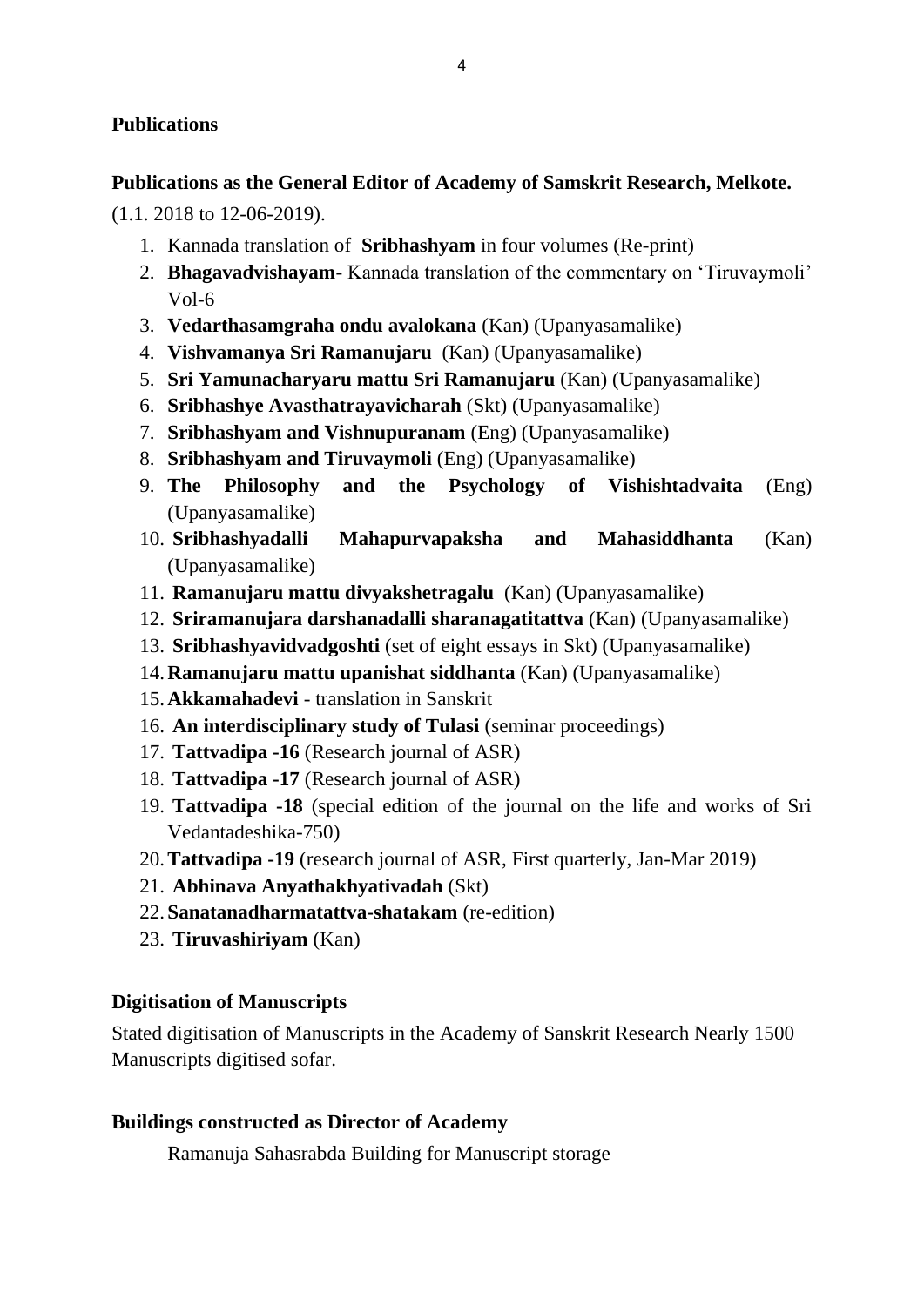**Publications**

**Publications as the General Editor of Academy of Samskrit Research, Melkote.**

(1.1. 2018 to 12-06-2019).

1. Kannada translation of **Sribhashyam** in four volumes (Re-print)
2. **Bhagavadvishayam**- Kannada translation of the commentary on 'Tiruvaymoli' Vol-6
3. **Vedarthasamgraha ondu avalokana** (Kan) (Upanyasamalike)
4. **Vishvamanya Sri Ramanujaru** (Kan) (Upanyasamalike)
5. **Sri Yamunacharyaru mattu Sri Ramanujaru** (Kan) (Upanyasamalike)
6. **Sribhashye Avasthatrayavicharah** (Skt) (Upanyasamalike)
7. **Sribhashyam and Vishnupuranam** (Eng) (Upanyasamalike)
8. **Sribhashyam and Tiruvaymoli** (Eng) (Upanyasamalike)
9. **The Philosophy and the Psychology of Vishishtadvaita** (Eng) (Upanyasamalike)
10. **Sribhashyadalli Mahapurvapaksha and Mahasiddhanta** (Kan) (Upanyasamalike)
11. **Ramanujaru mattu divyakshetragalu** (Kan) (Upanyasamalike)
12. **Sriramanujara darshanadalli sharanagatitattva** (Kan) (Upanyasamalike)
13. **Sribhashyavidvadgoshti** (set of eight essays in Skt) (Upanyasamalike)
14. **Ramanujaru mattu upanishat siddhanta** (Kan) (Upanyasamalike)
15. **Akkamahadevi** - translation in Sanskrit
16. **An interdisciplinary study of Tulasi** (seminar proceedings)
17. **Tattvadipa -16** (Research journal of ASR)
18. **Tattvadipa -17** (Research journal of ASR)
19. **Tattvadipa -18** (special edition of the journal on the life and works of Sri Vedantadeshika-750)
20. **Tattvadipa -19** (research journal of ASR, First quarterly, Jan-Mar 2019)
21. **Abhinava Anyathakhyativadah** (Skt)
22. **Sanatanadharmatattva-shatakam** (re-edition)
23. **Tiruvashiriyam** (Kan)

**Digitisation of Manuscripts**

Stated digitisation of Manuscripts in the Academy of Sanskrit Research Nearly 1500 Manuscripts digitised sofar.

**Buildings constructed as Director of Academy**

Ramanuja Sahasrabda Building for Manuscript storage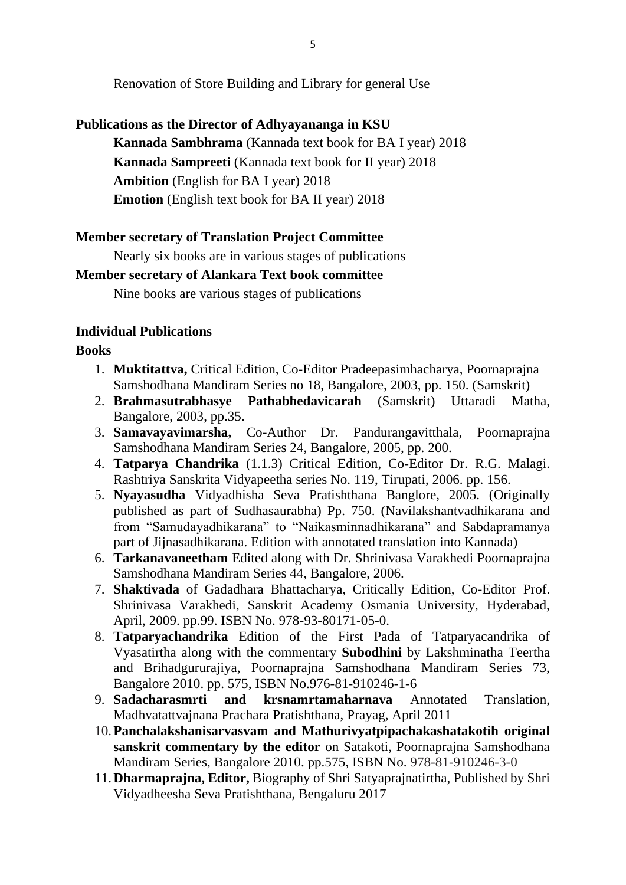Renovation of Store Building and Library for general Use

**Publications as the Director of Adhyayananga in KSU**

**Kannada Sambhrama** (Kannada text book for BA I year) 2018

**Kannada Sampreeti** (Kannada text book for II year) 2018

**Ambition** (English for BA I year) 2018

**Emotion** (English text book for BA II year) 2018

**Member secretary of Translation Project Committee**

Nearly six books are in various stages of publications

**Member secretary of Alankara Text book committee**

Nine books are various stages of publications

**Individual Publications**

**Books**

1. **Muktitattva,** Critical Edition, Co-Editor Pradeepasimhacharya, Poornaprajna Samshodhana Mandiram Series no 18, Bangalore, 2003, pp. 150. (Samskrit)
2. **Brahmasutrabhasye Pathabhedavicarah** (Samskrit) Uttaradi Matha, Bangalore, 2003, pp.35.
3. **Samavayavimarsha,** Co-Author Dr. Pandurangavitthala, Poornaprajna Samshodhana Mandiram Series 24, Bangalore, 2005, pp. 200.
4. **Tatparya Chandrika** (1.1.3) Critical Edition, Co-Editor Dr. R.G. Malagi. Rashtriya Sanskrita Vidyapeetha series No. 119, Tirupati, 2006. pp. 156.
5. **Nyayasudha** Vidyadhisha Seva Pratishthana Banglore, 2005. (Originally published as part of Sudhasaurabha) Pp. 750. (Navilakshantvadhikarana and from "Samudayadhikarana" to "Naikasminnadhikarana" and Sabdapramanya part of Jijnasadhikarana. Edition with annotated translation into Kannada)
6. **Tarkanavaneetham** Edited along with Dr. Shrinivasa Varakhedi Poornaprajna Samshodhana Mandiram Series 44, Bangalore, 2006.
7. **Shaktivada** of Gadadhara Bhattacharya, Critically Edition, Co-Editor Prof. Shrinivasa Varakhedi, Sanskrit Academy Osmania University, Hyderabad, April, 2009. pp.99. ISBN No. 978-93-80171-05-0.
8. **Tatparyachandrika** Edition of the First Pada of Tatparyacandrika of Vyasatirtha along with the commentary **Subodhini** by Lakshminatha Teertha and Brihadgururajiya, Poornaprajna Samshodhana Mandiram Series 73, Bangalore 2010. pp. 575, ISBN No.976-81-910246-1-6
9. **Sadacharasmrti and krsnamrtamaharnava** Annotated Translation, Madhvatattvajnana Prachara Pratishthana, Prayag, April 2011
10. **Panchalakshanisarvasvam and Mathurivyatpipachakashatakotih original sanskrit commentary by the editor** on Satakoti, Poornaprajna Samshodhana Mandiram Series, Bangalore 2010. pp.575, ISBN No. 978-81-910246-3-0
11. **Dharmaprajna, Editor,** Biography of Shri Satyaprajnatirtha, Published by Shri Vidyadheesha Seva Pratishthana, Bengaluru 2017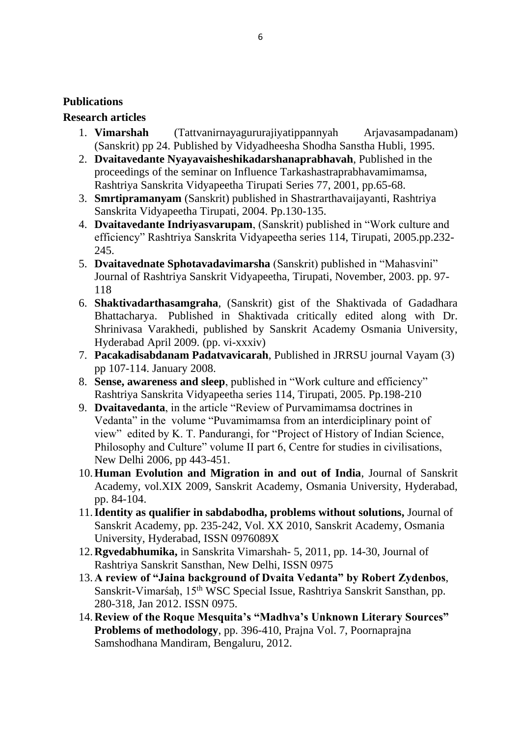**Publications**

**Research articles**

1. **Vimarshah** (Tattvanirnayagururajiyatippannyah Arjavasampadanam) (Sanskrit) pp 24. Published by Vidyadheesha Shodha Sanstha Hubli, 1995.
2. **Dvaitavedante Nyayavaisheshikadarshanaprabhavah**, Published in the proceedings of the seminar on Influence Tarkashastraprabhavamimamsa, Rashtriya Sanskrita Vidyapeetha Tirupati Series 77, 2001, pp.65-68.
3. **Smrtipramanyam** (Sanskrit) published in Shastrarthavaijayanti, Rashtriya Sanskrita Vidyapeetha Tirupati, 2004. Pp.130-135.
4. **Dvaitavedante Indriyasvarupam**, (Sanskrit) published in "Work culture and efficiency" Rashtriya Sanskrita Vidyapeetha series 114, Tirupati, 2005.pp.232-245.
5. **Dvaitavednate Sphotavadavimarsha** (Sanskrit) published in "Mahasvini" Journal of Rashtriya Sanskrit Vidyapeetha, Tirupati, November, 2003. pp. 97-118
6. **Shaktivadarthasamgraha**, (Sanskrit) gist of the Shaktivada of Gadadhara Bhattacharya. Published in Shaktivada critically edited along with Dr. Shrinivasa Varakhedi, published by Sanskrit Academy Osmania University, Hyderabad April 2009. (pp. vi-xxxiv)
7. **Pacakadisabdanam Padatvavicarah**, Published in JRRSU journal Vayam (3) pp 107-114. January 2008.
8. **Sense, awareness and sleep**, published in "Work culture and efficiency" Rashtriya Sanskrita Vidyapeetha series 114, Tirupati, 2005. Pp.198-210
9. **Dvaitavedanta**, in the article "Review of Purvamimamsa doctrines in Vedanta" in the volume "Puvamimamsa from an interdiciplinary point of view" edited by K. T. Pandurangi, for "Project of History of Indian Science, Philosophy and Culture" volume II part 6, Centre for studies in civilisations, New Delhi 2006, pp 443-451.
10. **Human Evolution and Migration in and out of India**, Journal of Sanskrit Academy, vol.XIX 2009, Sanskrit Academy, Osmania University, Hyderabad, pp. 84-104.
11. **Identity as qualifier in sabdabodha, problems without solutions,** Journal of Sanskrit Academy, pp. 235-242, Vol. XX 2010, Sanskrit Academy, Osmania University, Hyderabad, ISSN 0976089X
12. **Rgvedabhumika,** in Sanskrita Vimarshah- 5, 2011, pp. 14-30, Journal of Rashtriya Sanskrit Sansthan, New Delhi, ISSN 0975
13. **A review of "Jaina background of Dvaita Vedanta" by Robert Zydenbos**, Sanskrit-Vimarśaḥ, 15th WSC Special Issue, Rashtriya Sanskrit Sansthan, pp. 280-318, Jan 2012. ISSN 0975.
14. **Review of the Roque Mesquita's "Madhva's Unknown Literary Sources" Problems of methodology**, pp. 396-410, Prajna Vol. 7, Poornaprajna Samshodhana Mandiram, Bengaluru, 2012.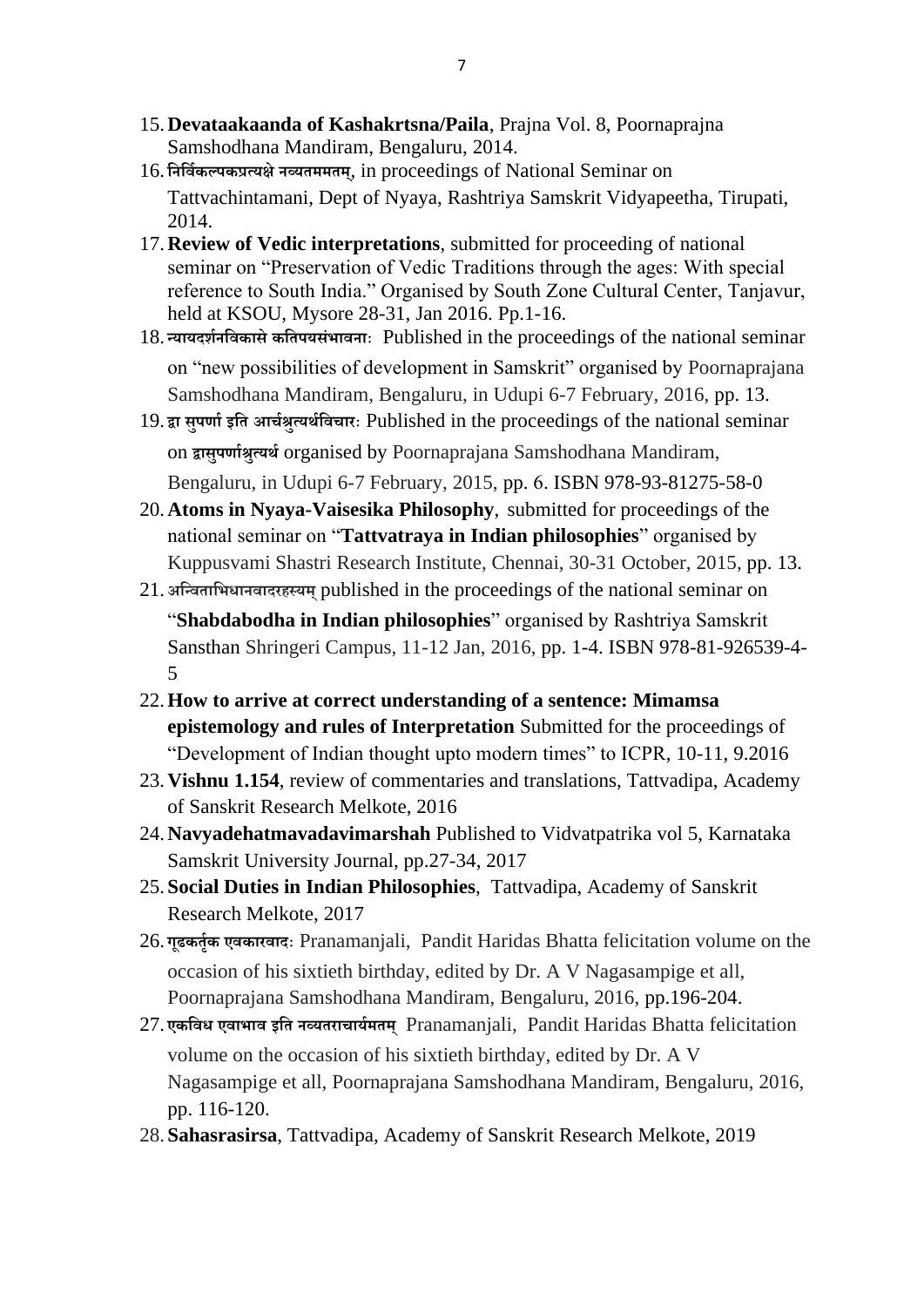15. **Devataakaanda of Kashakrtsna/Paila**, Prajna Vol. 8, Poornaprajna Samshodhana Mandiram, Bengaluru, 2014.
16. **निर्विकल्पकप्रत्यक्षे नव्यतममतम्**, in proceedings of National Seminar on Tattvachintamani, Dept of Nyaya, Rashtriya Samskrit Vidyapeetha, Tirupati, 2014.
17. **Review of Vedic interpretations**, submitted for proceeding of national seminar on "Preservation of Vedic Traditions through the ages: With special reference to South India." Organised by South Zone Cultural Center, Tanjavur, held at KSOU, Mysore 28-31, Jan 2016. Pp.1-16.
18. **न्यायदर्शनविकासे कतिपयसंभावनाः** Published in the proceedings of the national seminar on "new possibilities of development in Samskrit" organised by Poornaprajana Samshodhana Mandiram, Bengaluru, in Udupi 6-7 February, 2016, pp. 13.
19. **द्वा सुपर्णा इति आर्चश्रुत्यर्थविचारः** Published in the proceedings of the national seminar on **द्वासुपर्णाश्रुत्यर्थ** organised by Poornaprajana Samshodhana Mandiram, Bengaluru, in Udupi 6-7 February, 2015, pp. 6. ISBN 978-93-81275-58-0
20. **Atoms in Nyaya-Vaisesika Philosophy**, submitted for proceedings of the national seminar on "**Tattvatraya in Indian philosophies**" organised by Kuppusvami Shastri Research Institute, Chennai, 30-31 October, 2015, pp. 13.
21. **अन्विताभिधानवादरहस्यम्** published in the proceedings of the national seminar on "**Shabdabodha in Indian philosophies**" organised by Rashtriya Samskrit Sansthan Shringeri Campus, 11-12 Jan, 2016, pp. 1-4. ISBN 978-81-926539-4-5
22. **How to arrive at correct understanding of a sentence: Mimamsa epistemology and rules of Interpretation** Submitted for the proceedings of "Development of Indian thought upto modern times" to ICPR, 10-11, 9.2016
23. **Vishnu 1.154**, review of commentaries and translations, Tattvadipa, Academy of Sanskrit Research Melkote, 2016
24. **Navyadehatmavadavimarshah** Published to Vidvatpatrika vol 5, Karnataka Samskrit University Journal, pp.27-34, 2017
25. **Social Duties in Indian Philosophies**, Tattvadipa, Academy of Sanskrit Research Melkote, 2017
26. **गूढकर्तृक एवकारवादः** Pranamanjali, Pandit Haridas Bhatta felicitation volume on the occasion of his sixtieth birthday, edited by Dr. A V Nagasampige et all, Poornaprajana Samshodhana Mandiram, Bengaluru, 2016, pp.196-204.
27. **एकविध एवाभाव इति नव्यतराचार्यमतम्** Pranamanjali, Pandit Haridas Bhatta felicitation volume on the occasion of his sixtieth birthday, edited by Dr. A V Nagasampige et all, Poornaprajana Samshodhana Mandiram, Bengaluru, 2016, pp. 116-120.
28. **Sahasrasirsa**, Tattvadipa, Academy of Sanskrit Research Melkote, 2019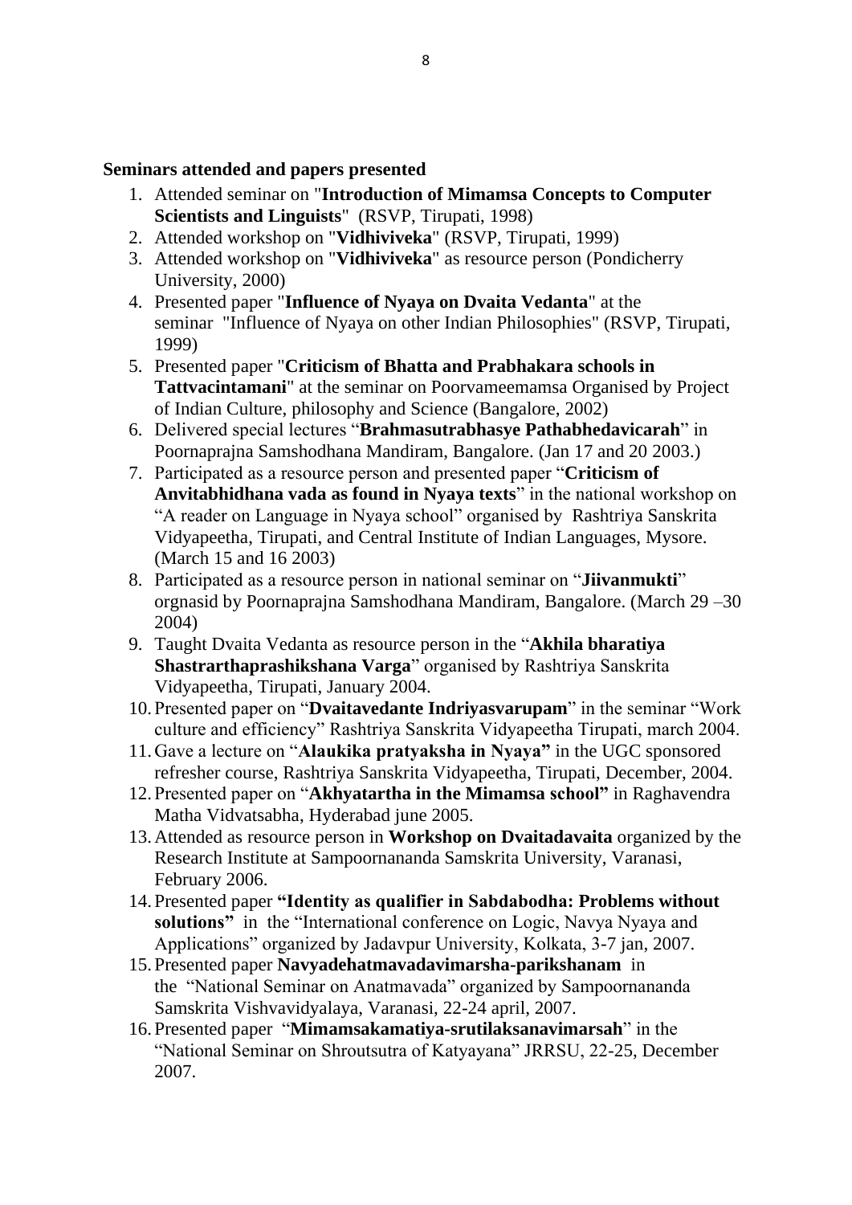**Seminars attended and papers presented**

1. Attended seminar on "**Introduction of Mimamsa Concepts to Computer Scientists and Linguists**" (RSVP, Tirupati, 1998)
2. Attended workshop on "**Vidhiviveka**" (RSVP, Tirupati, 1999)
3. Attended workshop on "**Vidhiviveka**" as resource person (Pondicherry University, 2000)
4. Presented paper "**Influence of Nyaya on Dvaita Vedanta**" at the seminar "Influence of Nyaya on other Indian Philosophies" (RSVP, Tirupati, 1999)
5. Presented paper "**Criticism of Bhatta and Prabhakara schools in Tattvacintamani**" at the seminar on Poorvameemamsa Organised by Project of Indian Culture, philosophy and Science (Bangalore, 2002)
6. Delivered special lectures "**Brahmasutrabhasye Pathabhedavicarah**" in Poornaprajna Samshodhana Mandiram, Bangalore. (Jan 17 and 20 2003.)
7. Participated as a resource person and presented paper "**Criticism of Anvitabhidhana vada as found in Nyaya texts**" in the national workshop on "A reader on Language in Nyaya school" organised by Rashtriya Sanskrita Vidyapeetha, Tirupati, and Central Institute of Indian Languages, Mysore. (March 15 and 16 2003)
8. Participated as a resource person in national seminar on "**Jiivanmukti**" orgnasid by Poornaprajna Samshodhana Mandiram, Bangalore. (March 29 –30 2004)
9. Taught Dvaita Vedanta as resource person in the "**Akhila bharatiya Shastrarthaprashikshana Varga**" organised by Rashtriya Sanskrita Vidyapeetha, Tirupati, January 2004.
10. Presented paper on "**Dvaitavedante Indriyasvarupam**" in the seminar "Work culture and efficiency" Rashtriya Sanskrita Vidyapeetha Tirupati, march 2004.
11. Gave a lecture on "**Alaukika pratyaksha in Nyaya"** in the UGC sponsored refresher course, Rashtriya Sanskrita Vidyapeetha, Tirupati, December, 2004.
12. Presented paper on "**Akhyatartha in the Mimamsa school"** in Raghavendra Matha Vidvatsabha, Hyderabad june 2005.
13. Attended as resource person in **Workshop on Dvaitadavaita** organized by the Research Institute at Sampoornananda Samskrita University, Varanasi, February 2006.
14. Presented paper **"Identity as qualifier in Sabdabodha: Problems without solutions"** in the "International conference on Logic, Navya Nyaya and Applications" organized by Jadavpur University, Kolkata, 3-7 jan, 2007.
15. Presented paper **Navyadehatmavadavimarsha-parikshanam** in the "National Seminar on Anatmavada" organized by Sampoornananda Samskrita Vishvavidyalaya, Varanasi, 22-24 april, 2007.
16. Presented paper "**Mimamsakamatiya-srutilaksanavimarsah**" in the "National Seminar on Shroutsutra of Katyayana" JRRSU, 22-25, December 2007.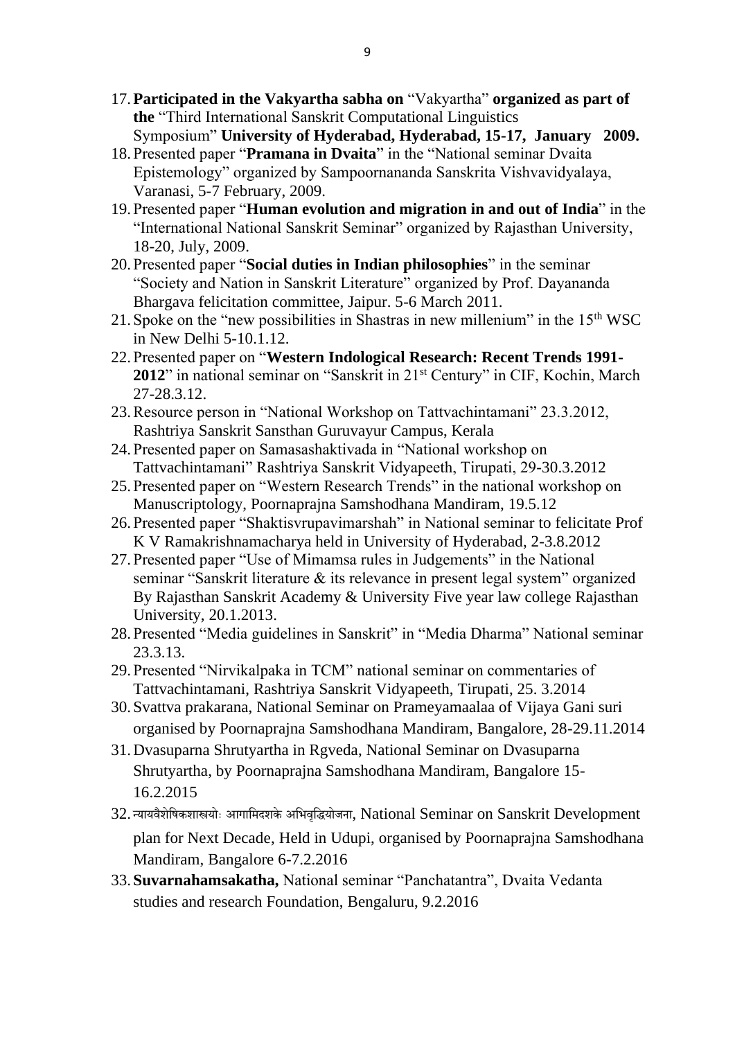17. **Participated in the Vakyartha sabha on** "Vakyartha" **organized as part of the** "Third International Sanskrit Computational Linguistics Symposium" **University of Hyderabad, Hyderabad, 15-17, January 2009.**
18. Presented paper "**Pramana in Dvaita**" in the "National seminar Dvaita Epistemology" organized by Sampoornananda Sanskrita Vishvavidyalaya, Varanasi, 5-7 February, 2009.
19. Presented paper "**Human evolution and migration in and out of India**" in the "International National Sanskrit Seminar" organized by Rajasthan University, 18-20, July, 2009.
20. Presented paper "**Social duties in Indian philosophies**" in the seminar "Society and Nation in Sanskrit Literature" organized by Prof. Dayananda Bhargava felicitation committee, Jaipur. 5-6 March 2011.
21. Spoke on the "new possibilities in Shastras in new millenium" in the 15th WSC in New Delhi 5-10.1.12.
22. Presented paper on "**Western Indological Research: Recent Trends 1991-2012**" in national seminar on "Sanskrit in 21st Century" in CIF, Kochin, March 27-28.3.12.
23. Resource person in "National Workshop on Tattvachintamani" 23.3.2012, Rashtriya Sanskrit Sansthan Guruvayur Campus, Kerala
24. Presented paper on Samasashaktivada in "National workshop on Tattvachintamani" Rashtriya Sanskrit Vidyapeeth, Tirupati, 29-30.3.2012
25. Presented paper on "Western Research Trends" in the national workshop on Manuscriptology, Poornaprajna Samshodhana Mandiram, 19.5.12
26. Presented paper "Shaktisvrupavimarshah" in National seminar to felicitate Prof K V Ramakrishnamacharya held in University of Hyderabad, 2-3.8.2012
27. Presented paper "Use of Mimamsa rules in Judgements" in the National seminar "Sanskrit literature & its relevance in present legal system" organized By Rajasthan Sanskrit Academy & University Five year law college Rajasthan University, 20.1.2013.
28. Presented "Media guidelines in Sanskrit" in "Media Dharma" National seminar 23.3.13.
29. Presented "Nirvikalpaka in TCM" national seminar on commentaries of Tattvachintamani, Rashtriya Sanskrit Vidyapeeth, Tirupati, 25. 3.2014
30. Svattva prakarana, National Seminar on Prameyamaalaa of Vijaya Gani suri organised by Poornaprajna Samshodhana Mandiram, Bangalore, 28-29.11.2014
31. Dvasuparna Shrutyartha in Rgveda, National Seminar on Dvasuparna Shrutyartha, by Poornaprajna Samshodhana Mandiram, Bangalore 15-16.2.2015
32. न्यायवैशेषिकशास्त्रयोः आगामिदशके अभिवृद्धियोजना, National Seminar on Sanskrit Development plan for Next Decade, Held in Udupi, organised by Poornaprajna Samshodhana Mandiram, Bangalore 6-7.2.2016
33. **Suvarnahamsakatha,** National seminar "Panchatantra", Dvaita Vedanta studies and research Foundation, Bengaluru, 9.2.2016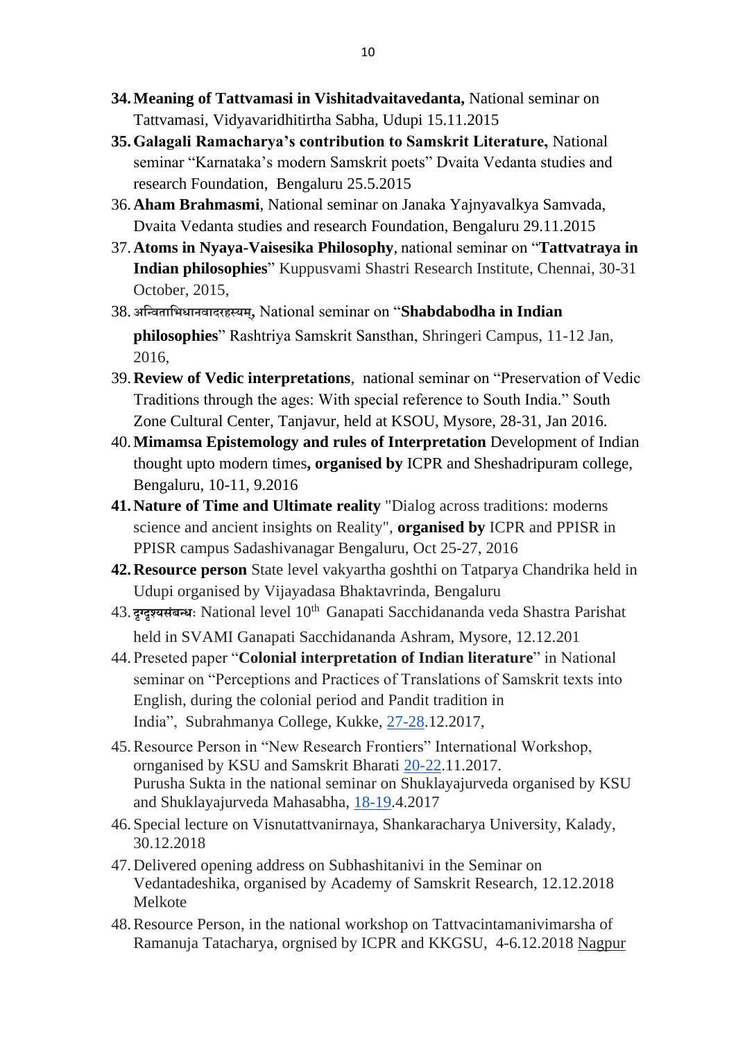34. **Meaning of Tattvamasi in Vishitadvaitavedanta,** National seminar on Tattvamasi, Vidyavaridhitirtha Sabha, Udupi 15.11.2015
35. **Galagali Ramacharya's contribution to Samskrit Literature,** National seminar "Karnataka's modern Samskrit poets" Dvaita Vedanta studies and research Foundation, Bengaluru 25.5.2015
36. **Aham Brahmasmi**, National seminar on Janaka Yajnyavalkya Samvada, Dvaita Vedanta studies and research Foundation, Bengaluru 29.11.2015
37. **Atoms in Nyaya-Vaisesika Philosophy**, national seminar on "**Tattvatraya in Indian philosophies**" Kuppusvami Shastri Research Institute, Chennai, 30-31 October, 2015,
38. **अन्विताभिधानवादरहस्यम्,** National seminar on "**Shabdabodha in Indian philosophies**" Rashtriya Samskrit Sansthan, Shringeri Campus, 11-12 Jan, 2016,
39. **Review of Vedic interpretations**, national seminar on "Preservation of Vedic Traditions through the ages: With special reference to South India." South Zone Cultural Center, Tanjavur, held at KSOU, Mysore, 28-31, Jan 2016.
40. **Mimamsa Epistemology and rules of Interpretation** Development of Indian thought upto modern times**, organised by** ICPR and Sheshadripuram college, Bengaluru, 10-11, 9.2016
41. **Nature of Time and Ultimate reality** "Dialog across traditions: moderns science and ancient insights on Reality", **organised by** ICPR and PPISR in PPISR campus Sadashivanagar Bengaluru, Oct 25-27, 2016
42. **Resource person** State level vakyartha goshthi on Tatparya Chandrika held in Udupi organised by Vijayadasa Bhaktavrinda, Bengaluru
43. **दृग्दृश्यसंबन्धः** National level 10th Ganapati Sacchidananda veda Shastra Parishat held in SVAMI Ganapati Sacchidananda Ashram, Mysore, 12.12.201
44. Preseted paper "**Colonial interpretation of Indian literature**" in National seminar on "Perceptions and Practices of Translations of Samskrit texts into English, during the colonial period and Pandit tradition in India", Subrahmanya College, Kukke, 27-28.12.2017,
45. Resource Person in "New Research Frontiers" International Workshop, ornganised by KSU and Samskrit Bharati 20-22.11.2017.
    Purusha Sukta in the national seminar on Shuklayajurveda organised by KSU and Shuklayajurveda Mahasabha, 18-19.4.2017
46. Special lecture on Visnutattvanirnaya, Shankaracharya University, Kalady, 30.12.2018
47. Delivered opening address on Subhashitanivi in the Seminar on Vedantadeshika, organised by Academy of Samskrit Research, 12.12.2018 Melkote
48. Resource Person, in the national workshop on Tattvacintamanivimarsha of Ramanuja Tatacharya, orgnised by ICPR and KKGSU, 4-6.12.2018 Nagpur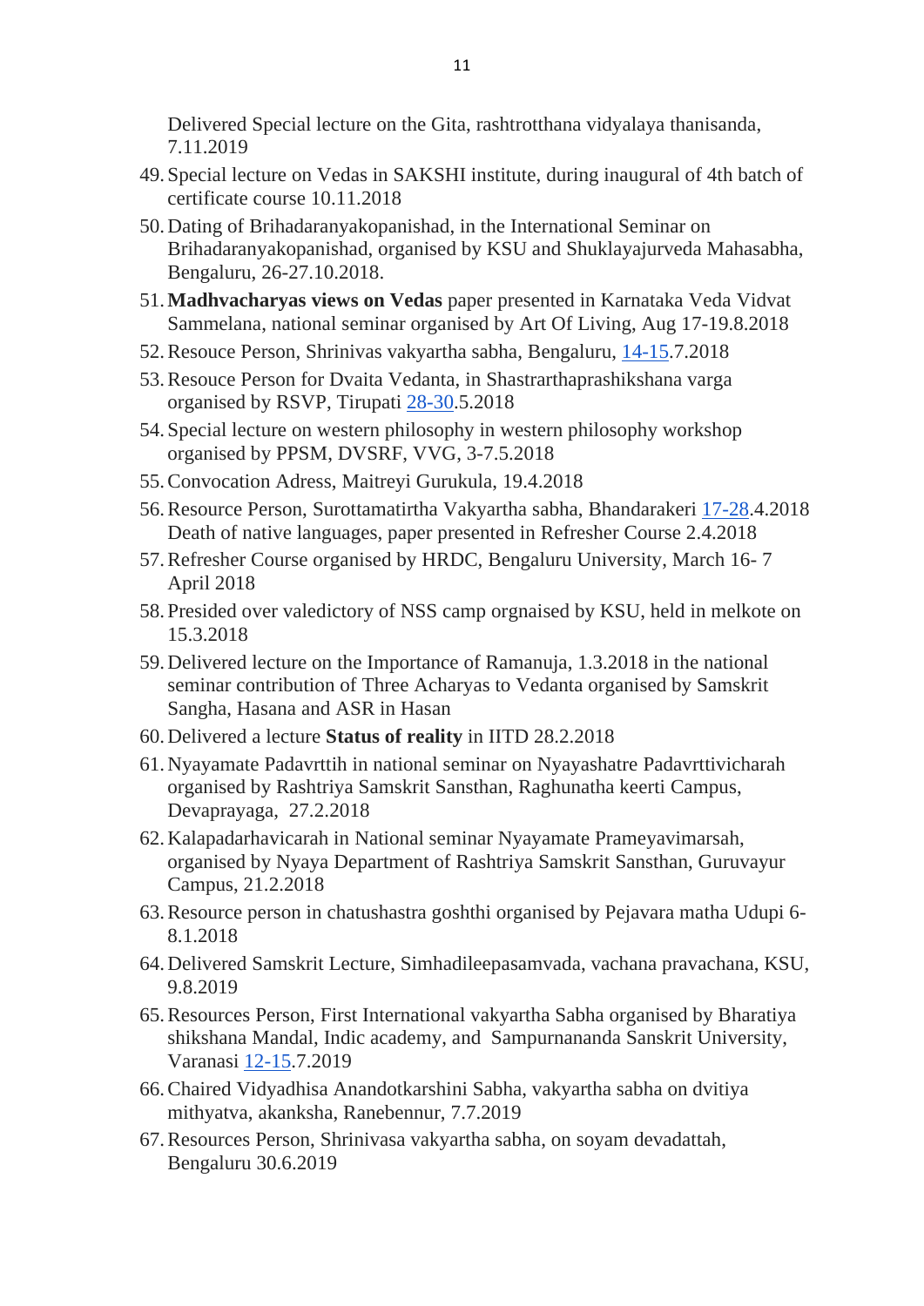Delivered Special lecture on the Gita, rashtrotthana vidyalaya thanisanda, 7.11.2019

49. Special lecture on Vedas in SAKSHI institute, during inaugural of 4th batch of certificate course 10.11.2018
50. Dating of Brihadaranyakopanishad, in the International Seminar on Brihadaranyakopanishad, organised by KSU and Shuklayajurveda Mahasabha, Bengaluru, 26-27.10.2018.
51. **Madhvacharyas views on Vedas** paper presented in Karnataka Veda Vidvat Sammelana, national seminar organised by Art Of Living, Aug 17-19.8.2018
52. Resouce Person, Shrinivas vakyartha sabha, Bengaluru, 14-15.7.2018
53. Resouce Person for Dvaita Vedanta, in Shastrarthaprashikshana varga organised by RSVP, Tirupati 28-30.5.2018
54. Special lecture on western philosophy in western philosophy workshop organised by PPSM, DVSRF, VVG, 3-7.5.2018
55. Convocation Adress, Maitreyi Gurukula, 19.4.2018
56. Resource Person, Surottamatirtha Vakyartha sabha, Bhandarakeri 17-28.4.2018
   Death of native languages, paper presented in Refresher Course 2.4.2018
57. Refresher Course organised by HRDC, Bengaluru University, March 16- 7 April 2018
58. Presided over valedictory of NSS camp orgnaised by KSU, held in melkote on 15.3.2018
59. Delivered lecture on the Importance of Ramanuja, 1.3.2018 in the national seminar contribution of Three Acharyas to Vedanta organised by Samskrit Sangha, Hasana and ASR in Hasan
60. Delivered a lecture **Status of reality** in IITD 28.2.2018
61. Nyayamate Padavrttih in national seminar on Nyayashatre Padavrttivicharah organised by Rashtriya Samskrit Sansthan, Raghunatha keerti Campus, Devaprayaga, 27.2.2018
62. Kalapadarhavicarah in National seminar Nyayamate Prameyavimarsah, organised by Nyaya Department of Rashtriya Samskrit Sansthan, Guruvayur Campus, 21.2.2018
63. Resource person in chatushastra goshthi organised by Pejavara matha Udupi 6-8.1.2018
64. Delivered Samskrit Lecture, Simhadileepasamvada, vachana pravachana, KSU, 9.8.2019
65. Resources Person, First International vakyartha Sabha organised by Bharatiya shikshana Mandal, Indic academy, and Sampurnananda Sanskrit University, Varanasi 12-15.7.2019
66. Chaired Vidyadhisa Anandotkarshini Sabha, vakyartha sabha on dvitiya mithyatva, akanksha, Ranebennur, 7.7.2019
67. Resources Person, Shrinivasa vakyartha sabha, on soyam devadattah, Bengaluru 30.6.2019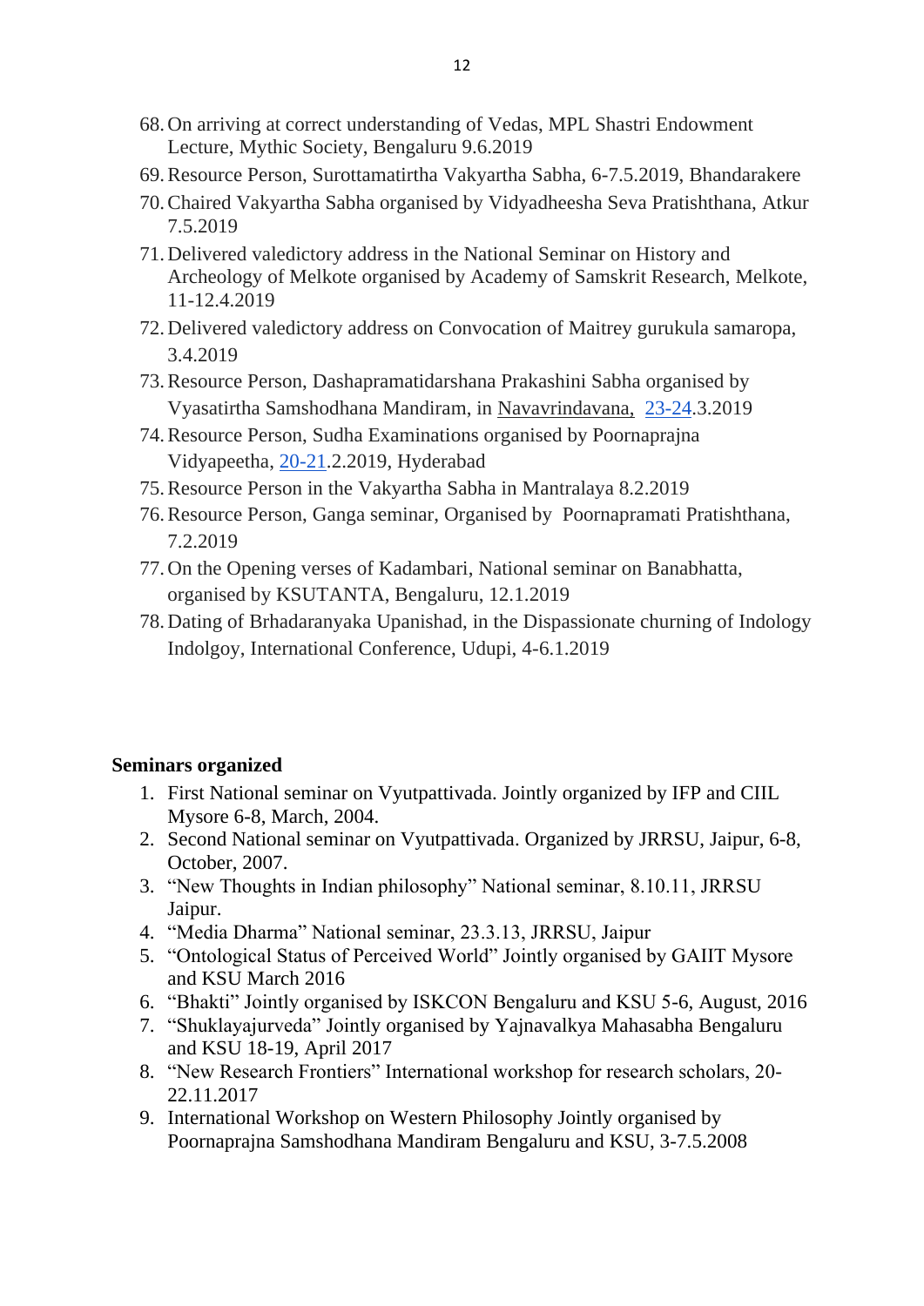68. On arriving at correct understanding of Vedas, MPL Shastri Endowment Lecture, Mythic Society, Bengaluru 9.6.2019
69. Resource Person, Surottamatirtha Vakyartha Sabha, 6-7.5.2019, Bhandarakere
70. Chaired Vakyartha Sabha organised by Vidyadheesha Seva Pratishthana, Atkur 7.5.2019
71. Delivered valedictory address in the National Seminar on History and Archeology of Melkote organised by Academy of Samskrit Research, Melkote, 11-12.4.2019
72. Delivered valedictory address on Convocation of Maitrey gurukula samaropa, 3.4.2019
73. Resource Person, Dashapramatidarshana Prakashini Sabha organised by Vyasatirtha Samshodhana Mandiram, in Navavrindavana, 23-24.3.2019
74. Resource Person, Sudha Examinations organised by Poornaprajna Vidyapeetha, 20-21.2.2019, Hyderabad
75. Resource Person in the Vakyartha Sabha in Mantralaya 8.2.2019
76. Resource Person, Ganga seminar, Organised by Poornapramati Pratishthana, 7.2.2019
77. On the Opening verses of Kadambari, National seminar on Banabhatta, organised by KSUTANTA, Bengaluru, 12.1.2019
78. Dating of Brhadaranyaka Upanishad, in the Dispassionate churning of Indology Indolgoy, International Conference, Udupi, 4-6.1.2019

**Seminars organized**

1. First National seminar on Vyutpattivada. Jointly organized by IFP and CIIL Mysore 6-8, March, 2004.
2. Second National seminar on Vyutpattivada. Organized by JRRSU, Jaipur, 6-8, October, 2007.
3. "New Thoughts in Indian philosophy" National seminar, 8.10.11, JRRSU Jaipur.
4. "Media Dharma" National seminar, 23.3.13, JRRSU, Jaipur
5. "Ontological Status of Perceived World" Jointly organised by GAIIT Mysore and KSU March 2016
6. "Bhakti" Jointly organised by ISKCON Bengaluru and KSU 5-6, August, 2016
7. "Shuklayajurveda" Jointly organised by Yajnavalkya Mahasabha Bengaluru and KSU 18-19, April 2017
8. "New Research Frontiers" International workshop for research scholars, 20-22.11.2017
9. International Workshop on Western Philosophy Jointly organised by Poornaprajna Samshodhana Mandiram Bengaluru and KSU, 3-7.5.2008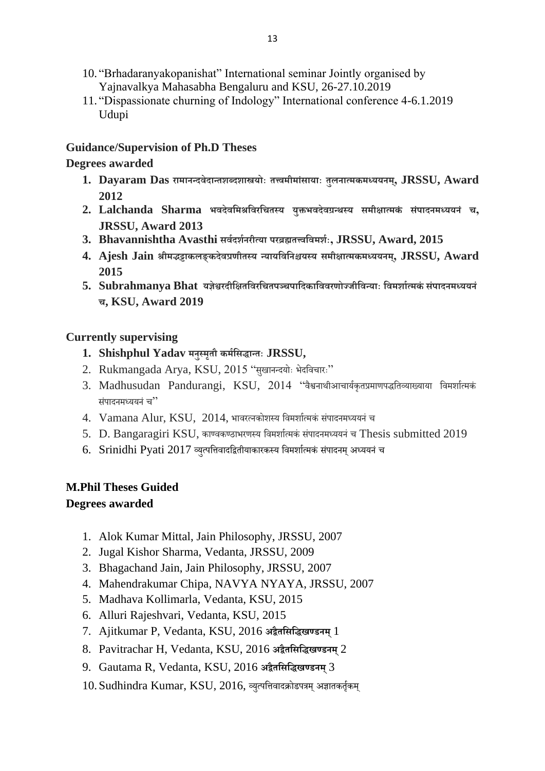10. "Brhadaranyakopanishat" International seminar Jointly organised by Yajnavalkya Mahasabha Bengaluru and KSU, 26-27.10.2019
11. "Dispassionate churning of Indology" International conference 4-6.1.2019 Udupi

**Guidance/Supervision of Ph.D Theses**

**Degrees awarded**

1. **Dayaram Das रामानन्दवेदान्तशब्दशास्त्रयोः तत्त्वमीमांसायाः तुलनात्मकमध्ययनम्, JRSSU, Award 2012**
2. **Lalchanda Sharma भवदेवमिश्रविरचितस्य युक्तभवदेवग्रन्थस्य समीक्षात्मकं संपादनमध्ययनं च, JRSSU, Award 2013**
3. **Bhavannishtha Avasthi सर्वदर्शनरीत्या परब्रह्मतत्त्वविमर्शः, JRSSU, Award, 2015**
4. **Ajesh Jain श्रीमद्भट्टाकलङ्कदेवप्रणीतस्य न्यायविनिश्चयस्य समीक्षात्मकमध्ययनम्, JRSSU, Award 2015**
5. **Subrahmanya Bhat यज्ञेश्वरदीक्षितविरचितपञ्चपादिकाविवरणोज्जीविन्याः विमर्शात्मकं संपादनमध्ययनं च, KSU, Award 2019**

**Currently supervising**

1. **Shishphul Yadav मनुस्मृतौ कर्मसिद्धान्तः JRSSU,**
2. Rukmangada Arya, KSU, 2015 "सुखानन्दयोः भेदविचारः"
3. Madhusudan Pandurangi, KSU, 2014 "वैश्वनाथीआचार्यकृतप्रमाणपद्धतिव्याख्याया विमर्शात्मकं संपादनमध्ययनं च"
4. Vamana Alur, KSU, 2014, भावरत्नकोशस्य विमर्शात्मकं संपादनमध्ययनं च
5. D. Bangaragiri KSU, काण्वकण्ठाभरणस्य विमर्शात्मकं संपादनमध्ययनं च Thesis submitted 2019
6. Srinidhi Pyati 2017 व्युत्पत्तिवादद्वितीयाकारकस्य विमर्शात्मकं संपादनम् अध्ययनं च

**M.Phil Theses Guided**

**Degrees awarded**

1. Alok Kumar Mittal, Jain Philosophy, JRSSU, 2007
2. Jugal Kishor Sharma, Vedanta, JRSSU, 2009
3. Bhagachand Jain, Jain Philosophy, JRSSU, 2007
4. Mahendrakumar Chipa, NAVYA NYAYA, JRSSU, 2007
5. Madhava Kollimarla, Vedanta, KSU, 2015
6. Alluri Rajeshvari, Vedanta, KSU, 2015
7. Ajitkumar P, Vedanta, KSU, 2016 **अद्वैतसिद्धिखण्डनम्** 1
8. Pavitrachar H, Vedanta, KSU, 2016 **अद्वैतसिद्धिखण्डनम्** 2
9. Gautama R, Vedanta, KSU, 2016 **अद्वैतसिद्धिखण्डनम्** 3
10. Sudhindra Kumar, KSU, 2016, व्युत्पत्तिवादक्रोडपत्रम् अज्ञातकर्तृकम्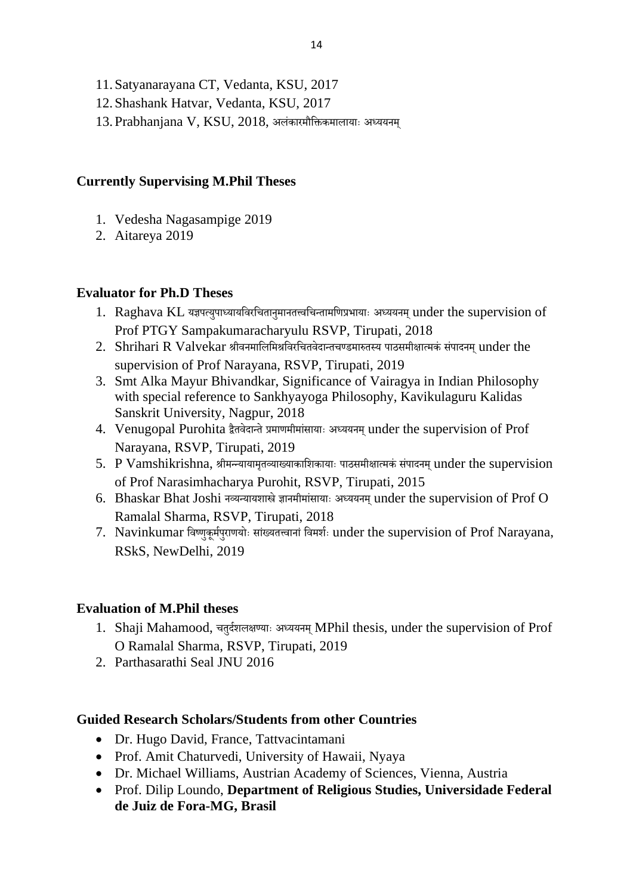11. Satyanarayana CT, Vedanta, KSU, 2017
12. Shashank Hatvar, Vedanta, KSU, 2017
13. Prabhanjana V, KSU, 2018, अलंकारमौक्तिकमालायाः अध्ययनम्

**Currently Supervising M.Phil Theses**

1. Vedesha Nagasampige 2019
2. Aitareya 2019

**Evaluator for Ph.D Theses**

1. Raghava KL यज्ञपत्युपाध्यायविरचितानुमानतत्त्वचिन्तामणिप्रभायाः अध्ययनम् under the supervision of Prof PTGY Sampakumaracharyulu RSVP, Tirupati, 2018
2. Shrihari R Valvekar श्रीवनमालिमिश्रविरचितवेदान्तचण्डमारुतस्य पाठसमीक्षात्मकं संपादनम् under the supervision of Prof Narayana, RSVP, Tirupati, 2019
3. Smt Alka Mayur Bhivandkar, Significance of Vairagya in Indian Philosophy with special reference to Sankhyayoga Philosophy, Kavikulaguru Kalidas Sanskrit University, Nagpur, 2018
4. Venugopal Purohita द्वैतवेदान्ते प्रमाणमीमांसायाः अध्ययनम् under the supervision of Prof Narayana, RSVP, Tirupati, 2019
5. P Vamshikrishna, श्रीमन्न्यायामृतव्याख्याकाशिकायाः पाठसमीक्षात्मकं संपादनम् under the supervision of Prof Narasimhacharya Purohit, RSVP, Tirupati, 2015
6. Bhaskar Bhat Joshi नव्यन्यायशास्त्रे ज्ञानमीमांसायाः अध्ययनम् under the supervision of Prof O Ramalal Sharma, RSVP, Tirupati, 2018
7. Navinkumar विष्णुकूर्मपुराणयोः सांख्यतत्त्वानां विमर्शः under the supervision of Prof Narayana, RSkS, NewDelhi, 2019

**Evaluation of M.Phil theses**

1. Shaji Mahamood, चतुर्दशलक्षण्याः अध्ययनम् MPhil thesis, under the supervision of Prof O Ramalal Sharma, RSVP, Tirupati, 2019
2. Parthasarathi Seal JNU 2016

**Guided Research Scholars/Students from other Countries**

- Dr. Hugo David, France, Tattvacintamani
- Prof. Amit Chaturvedi, University of Hawaii, Nyaya
- Dr. Michael Williams, Austrian Academy of Sciences, Vienna, Austria
- Prof. Dilip Loundo, **Department of Religious Studies, Universidade Federal de Juiz de Fora-MG, Brasil**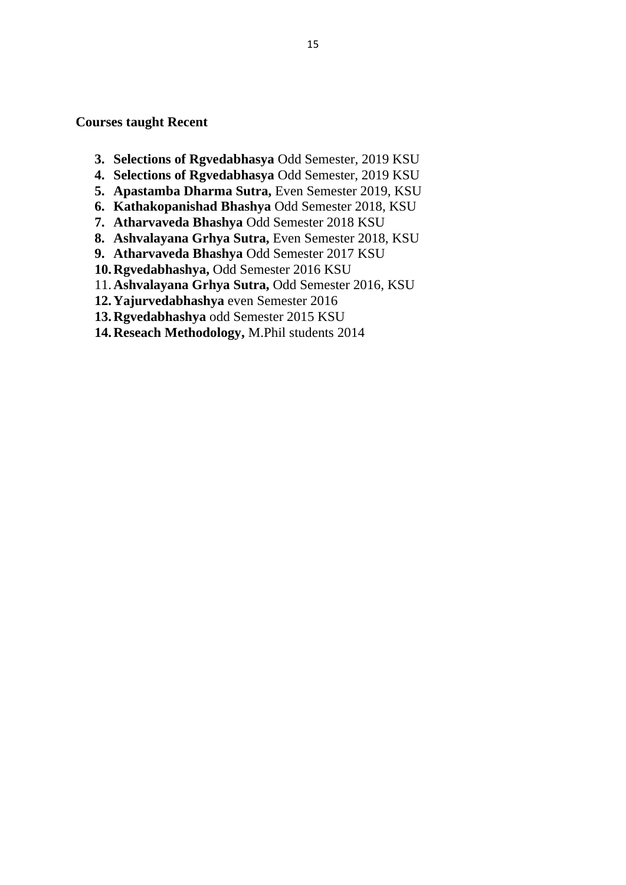**Courses taught Recent**

3. **Selections of Rgvedabhasya** Odd Semester, 2019 KSU
4. **Selections of Rgvedabhasya** Odd Semester, 2019 KSU
5. **Apastamba Dharma Sutra,** Even Semester 2019, KSU
6. **Kathakopanishad Bhashya** Odd Semester 2018, KSU
7. **Atharvaveda Bhashya** Odd Semester 2018 KSU
8. **Ashvalayana Grhya Sutra,** Even Semester 2018, KSU
9. **Atharvaveda Bhashya** Odd Semester 2017 KSU
10. **Rgvedabhashya,** Odd Semester 2016 KSU
11. **Ashvalayana Grhya Sutra,** Odd Semester 2016, KSU
12. **Yajurvedabhashya** even Semester 2016
13. **Rgvedabhashya** odd Semester 2015 KSU
14. **Reseach Methodology,** M.Phil students 2014